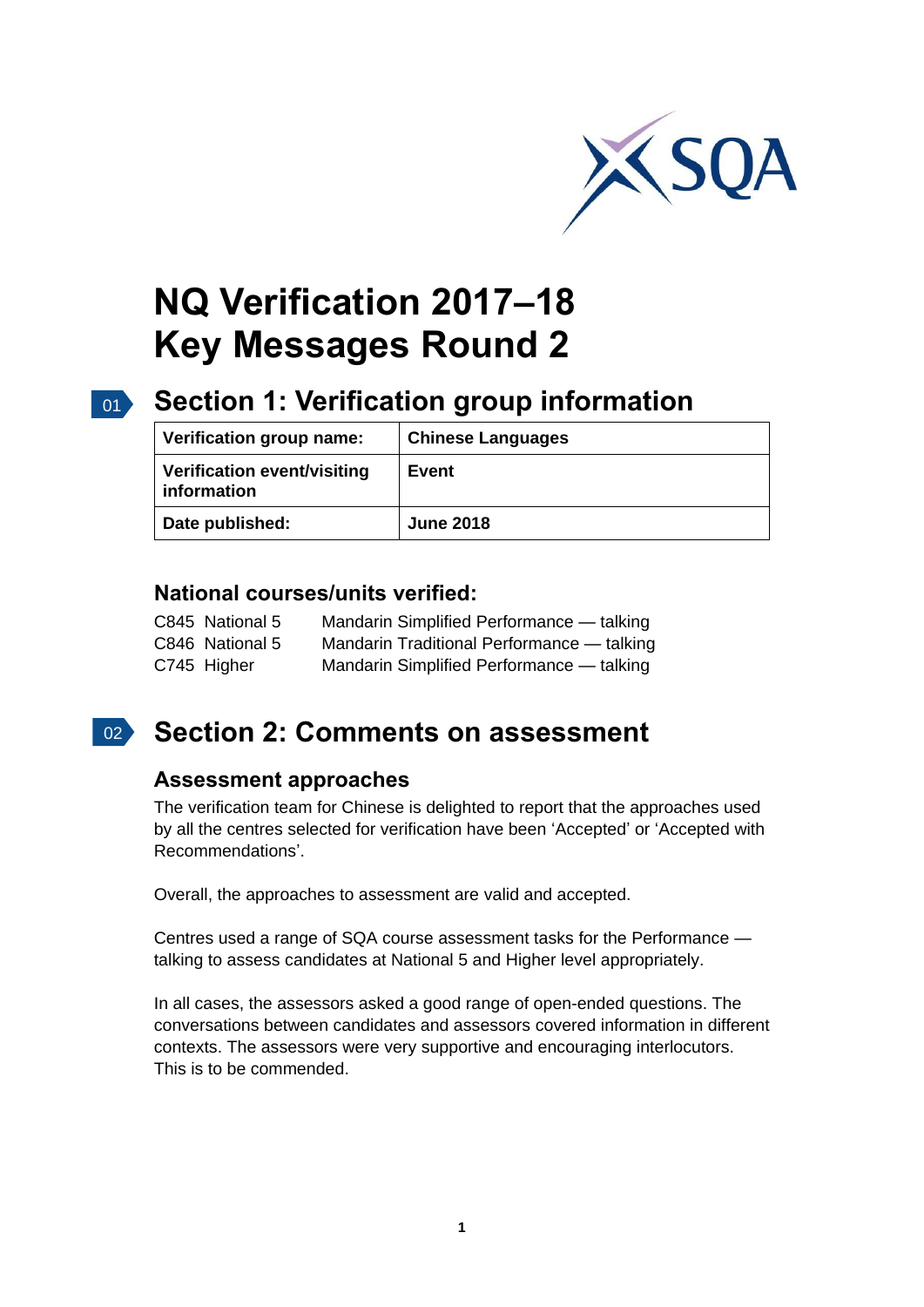# NQ Verification 2017–18
# Key Messages Round 2

## Section 1: Verification group information

| Verification group name: | Chinese Languages |
|---|---|
| Verification event/visiting information | Event |
| Date published: | June 2018 |

### National courses/units verified:

C845 National 5 Mandarin Simplified Performance — talking
C846 National 5 Mandarin Traditional Performance — talking
C745 Higher Mandarin Simplified Performance — talking

## Section 2: Comments on assessment

### Assessment approaches

The verification team for Chinese is delighted to report that the approaches used by all the centres selected for verification have been 'Accepted' or 'Accepted with Recommendations'.

Overall, the approaches to assessment are valid and accepted.

Centres used a range of SQA course assessment tasks for the Performance — talking to assess candidates at National 5 and Higher level appropriately.

In all cases, the assessors asked a good range of open-ended questions. The conversations between candidates and assessors covered information in different contexts. The assessors were very supportive and encouraging interlocutors. This is to be commended.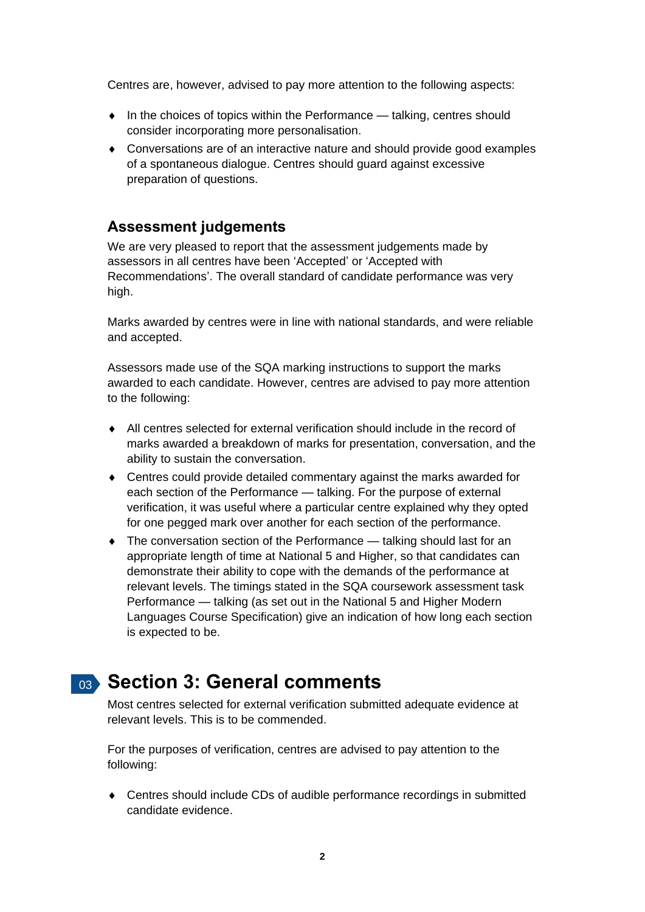Centres are, however, advised to pay more attention to the following aspects:

- In the choices of topics within the Performance — talking, centres should consider incorporating more personalisation.
- Conversations are of an interactive nature and should provide good examples of a spontaneous dialogue. Centres should guard against excessive preparation of questions.

### Assessment judgements

We are very pleased to report that the assessment judgements made by assessors in all centres have been 'Accepted' or 'Accepted with Recommendations'. The overall standard of candidate performance was very high.

Marks awarded by centres were in line with national standards, and were reliable and accepted.

Assessors made use of the SQA marking instructions to support the marks awarded to each candidate. However, centres are advised to pay more attention to the following:

- All centres selected for external verification should include in the record of marks awarded a breakdown of marks for presentation, conversation, and the ability to sustain the conversation.
- Centres could provide detailed commentary against the marks awarded for each section of the Performance — talking. For the purpose of external verification, it was useful where a particular centre explained why they opted for one pegged mark over another for each section of the performance.
- The conversation section of the Performance — talking should last for an appropriate length of time at National 5 and Higher, so that candidates can demonstrate their ability to cope with the demands of the performance at relevant levels. The timings stated in the SQA coursework assessment task Performance — talking (as set out in the National 5 and Higher Modern Languages Course Specification) give an indication of how long each section is expected to be.

## 03 Section 3: General comments

Most centres selected for external verification submitted adequate evidence at relevant levels. This is to be commended.

For the purposes of verification, centres are advised to pay attention to the following:

- Centres should include CDs of audible performance recordings in submitted candidate evidence.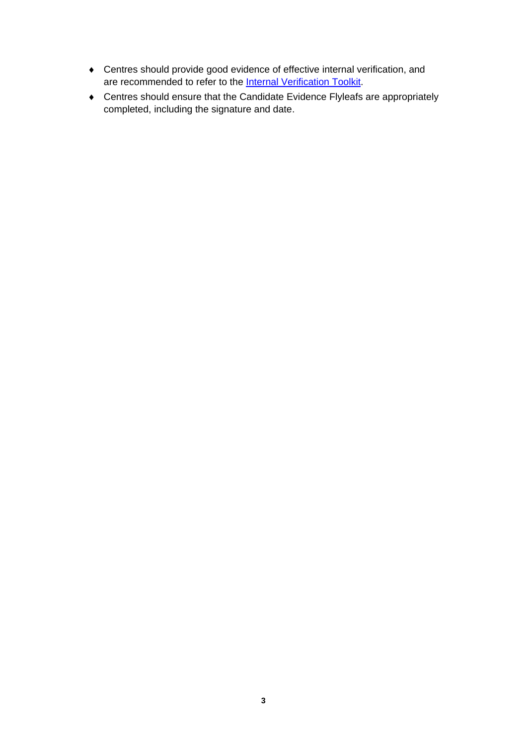- Centres should provide good evidence of effective internal verification, and are recommended to refer to the Internal Verification Toolkit.
- Centres should ensure that the Candidate Evidence Flyleafs are appropriately completed, including the signature and date.